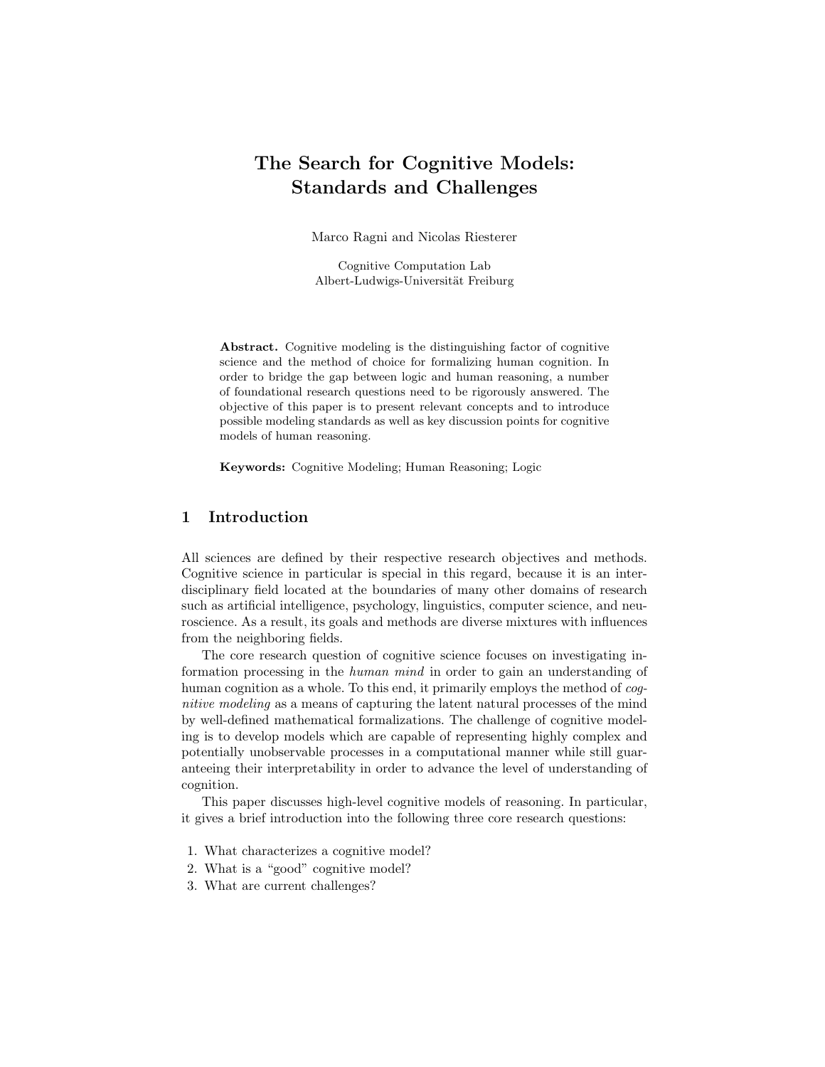# The Search for Cognitive Models: Standards and Challenges

Marco Ragni and Nicolas Riesterer

Cognitive Computation Lab
Albert-Ludwigs-Universität Freiburg

**Abstract.** Cognitive modeling is the distinguishing factor of cognitive science and the method of choice for formalizing human cognition. In order to bridge the gap between logic and human reasoning, a number of foundational research questions need to be rigorously answered. The objective of this paper is to present relevant concepts and to introduce possible modeling standards as well as key discussion points for cognitive models of human reasoning.

**Keywords:** Cognitive Modeling; Human Reasoning; Logic

## 1 Introduction

All sciences are defined by their respective research objectives and methods. Cognitive science in particular is special in this regard, because it is an interdisciplinary field located at the boundaries of many other domains of research such as artificial intelligence, psychology, linguistics, computer science, and neuroscience. As a result, its goals and methods are diverse mixtures with influences from the neighboring fields.

The core research question of cognitive science focuses on investigating information processing in the *human mind* in order to gain an understanding of human cognition as a whole. To this end, it primarily employs the method of *cognitive modeling* as a means of capturing the latent natural processes of the mind by well-defined mathematical formalizations. The challenge of cognitive modeling is to develop models which are capable of representing highly complex and potentially unobservable processes in a computational manner while still guaranteeing their interpretability in order to advance the level of understanding of cognition.

This paper discusses high-level cognitive models of reasoning. In particular, it gives a brief introduction into the following three core research questions:

1. What characterizes a cognitive model?
2. What is a "good" cognitive model?
3. What are current challenges?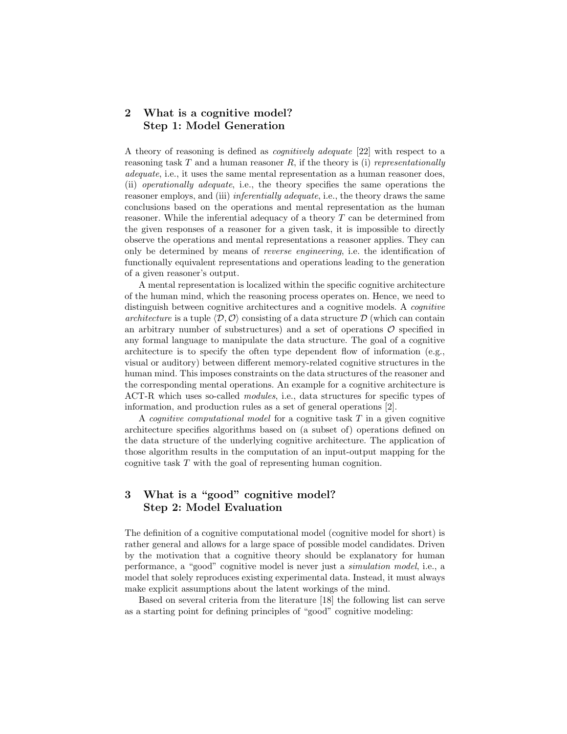## 2 What is a cognitive model? Step 1: Model Generation

A theory of reasoning is defined as *cognitively adequate* [22] with respect to a reasoning task $T$ and a human reasoner $R$, if the theory is (i) *representationally adequate*, i.e., it uses the same mental representation as a human reasoner does, (ii) *operationally adequate*, i.e., the theory specifies the same operations the reasoner employs, and (iii) *inferentially adequate*, i.e., the theory draws the same conclusions based on the operations and mental representation as the human reasoner. While the inferential adequacy of a theory $T$ can be determined from the given responses of a reasoner for a given task, it is impossible to directly observe the operations and mental representations a reasoner applies. They can only be determined by means of *reverse engineering*, i.e. the identification of functionally equivalent representations and operations leading to the generation of a given reasoner's output.

A mental representation is localized within the specific cognitive architecture of the human mind, which the reasoning process operates on. Hence, we need to distinguish between cognitive architectures and a cognitive models. A *cognitive architecture* is a tuple $\langle \mathcal{D}, \mathcal{O} \rangle$ consisting of a data structure $\mathcal{D}$ (which can contain an arbitrary number of substructures) and a set of operations $\mathcal{O}$ specified in any formal language to manipulate the data structure. The goal of a cognitive architecture is to specify the often type dependent flow of information (e.g., visual or auditory) between different memory-related cognitive structures in the human mind. This imposes constraints on the data structures of the reasoner and the corresponding mental operations. An example for a cognitive architecture is ACT-R which uses so-called *modules*, i.e., data structures for specific types of information, and production rules as a set of general operations [2].

A *cognitive computational model* for a cognitive task $T$ in a given cognitive architecture specifies algorithms based on (a subset of) operations defined on the data structure of the underlying cognitive architecture. The application of those algorithm results in the computation of an input-output mapping for the cognitive task $T$ with the goal of representing human cognition.

## 3 What is a "good" cognitive model? Step 2: Model Evaluation

The definition of a cognitive computational model (cognitive model for short) is rather general and allows for a large space of possible model candidates. Driven by the motivation that a cognitive theory should be explanatory for human performance, a "good" cognitive model is never just a *simulation model*, i.e., a model that solely reproduces existing experimental data. Instead, it must always make explicit assumptions about the latent workings of the mind.

Based on several criteria from the literature [18] the following list can serve as a starting point for defining principles of "good" cognitive modeling: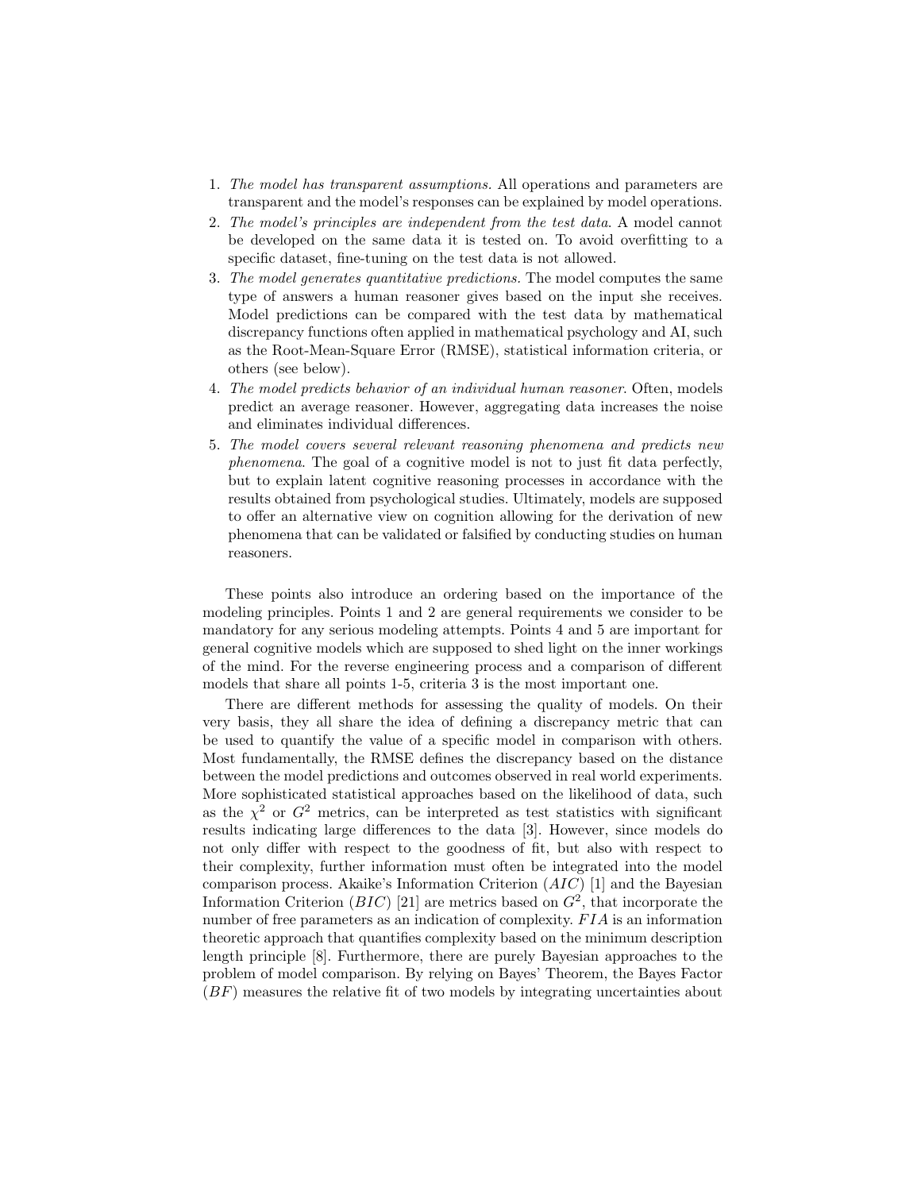1. *The model has transparent assumptions.* All operations and parameters are transparent and the model's responses can be explained by model operations.
2. *The model's principles are independent from the test data.* A model cannot be developed on the same data it is tested on. To avoid overfitting to a specific dataset, fine-tuning on the test data is not allowed.
3. *The model generates quantitative predictions.* The model computes the same type of answers a human reasoner gives based on the input she receives. Model predictions can be compared with the test data by mathematical discrepancy functions often applied in mathematical psychology and AI, such as the Root-Mean-Square Error (RMSE), statistical information criteria, or others (see below).
4. *The model predicts behavior of an individual human reasoner.* Often, models predict an average reasoner. However, aggregating data increases the noise and eliminates individual differences.
5. *The model covers several relevant reasoning phenomena and predicts new phenomena.* The goal of a cognitive model is not to just fit data perfectly, but to explain latent cognitive reasoning processes in accordance with the results obtained from psychological studies. Ultimately, models are supposed to offer an alternative view on cognition allowing for the derivation of new phenomena that can be validated or falsified by conducting studies on human reasoners.

These points also introduce an ordering based on the importance of the modeling principles. Points 1 and 2 are general requirements we consider to be mandatory for any serious modeling attempts. Points 4 and 5 are important for general cognitive models which are supposed to shed light on the inner workings of the mind. For the reverse engineering process and a comparison of different models that share all points 1-5, criteria 3 is the most important one.

There are different methods for assessing the quality of models. On their very basis, they all share the idea of defining a discrepancy metric that can be used to quantify the value of a specific model in comparison with others. Most fundamentally, the RMSE defines the discrepancy based on the distance between the model predictions and outcomes observed in real world experiments. More sophisticated statistical approaches based on the likelihood of data, such as the $\chi^2$ or $G^2$ metrics, can be interpreted as test statistics with significant results indicating large differences to the data [3]. However, since models do not only differ with respect to the goodness of fit, but also with respect to their complexity, further information must often be integrated into the model comparison process. Akaike's Information Criterion ($AIC$) [1] and the Bayesian Information Criterion ($BIC$) [21] are metrics based on $G^2$, that incorporate the number of free parameters as an indication of complexity. $FIA$ is an information theoretic approach that quantifies complexity based on the minimum description length principle [8]. Furthermore, there are purely Bayesian approaches to the problem of model comparison. By relying on Bayes' Theorem, the Bayes Factor ($BF$) measures the relative fit of two models by integrating uncertainties about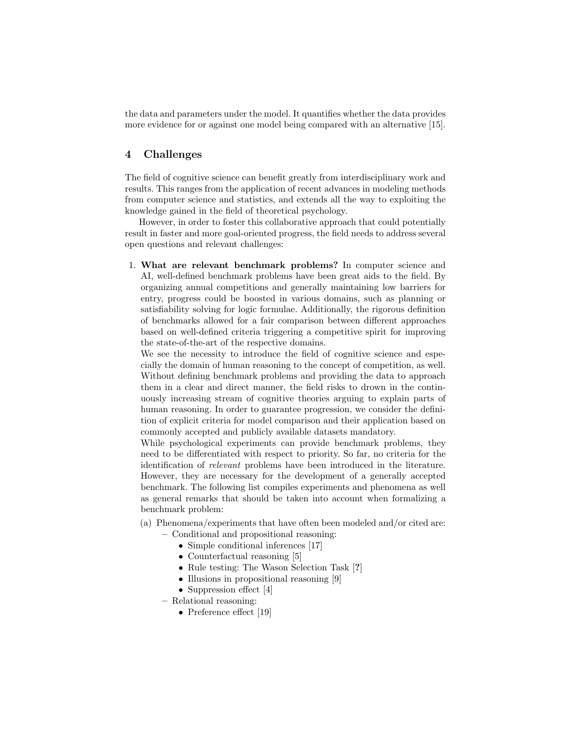the data and parameters under the model. It quantifies whether the data provides more evidence for or against one model being compared with an alternative [15].

## 4 Challenges

The field of cognitive science can benefit greatly from interdisciplinary work and results. This ranges from the application of recent advances in modeling methods from computer science and statistics, and extends all the way to exploiting the knowledge gained in the field of theoretical psychology.

However, in order to foster this collaborative approach that could potentially result in faster and more goal-oriented progress, the field needs to address several open questions and relevant challenges:

1. **What are relevant benchmark problems?** In computer science and AI, well-defined benchmark problems have been great aids to the field. By organizing annual competitions and generally maintaining low barriers for entry, progress could be boosted in various domains, such as planning or satisfiability solving for logic formulae. Additionally, the rigorous definition of benchmarks allowed for a fair comparison between different approaches based on well-defined criteria triggering a competitive spirit for improving the state-of-the-art of the respective domains.
   We see the necessity to introduce the field of cognitive science and especially the domain of human reasoning to the concept of competition, as well. Without defining benchmark problems and providing the data to approach them in a clear and direct manner, the field risks to drown in the continuously increasing stream of cognitive theories arguing to explain parts of human reasoning. In order to guarantee progression, we consider the definition of explicit criteria for model comparison and their application based on commonly accepted and publicly available datasets mandatory.
   While psychological experiments can provide benchmark problems, they need to be differentiated with respect to priority. So far, no criteria for the identification of *relevant* problems have been introduced in the literature. However, they are necessary for the development of a generally accepted benchmark. The following list compiles experiments and phenomena as well as general remarks that should be taken into account when formalizing a benchmark problem:
   (a) Phenomena/experiments that have often been modeled and/or cited are:
      - Conditional and propositional reasoning:
         - Simple conditional inferences [17]
         - Counterfactual reasoning [5]
         - Rule testing: The Wason Selection Task [**?**]
         - Illusions in propositional reasoning [9]
         - Suppression effect [4]
      - Relational reasoning:
         - Preference effect [19]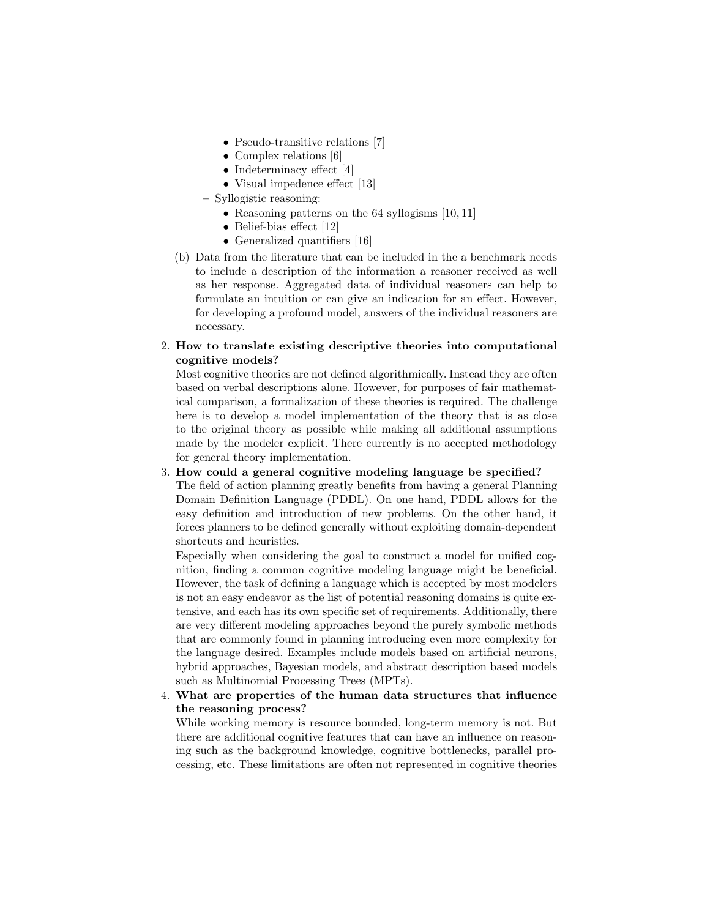- Pseudo-transitive relations [7]
    - Complex relations [6]
    - Indeterminacy effect [4]
    - Visual impedence effect [13]
  - Syllogistic reasoning:
    - Reasoning patterns on the 64 syllogisms [10, 11]
    - Belief-bias effect [12]
    - Generalized quantifiers [16]

   (b) Data from the literature that can be included in the a benchmark needs to include a description of the information a reasoner received as well as her response. Aggregated data of individual reasoners can help to formulate an intuition or can give an indication for an effect. However, for developing a profound model, answers of the individual reasoners are necessary.

2. **How to translate existing descriptive theories into computational cognitive models?**
   Most cognitive theories are not defined algorithmically. Instead they are often based on verbal descriptions alone. However, for purposes of fair mathematical comparison, a formalization of these theories is required. The challenge here is to develop a model implementation of the theory that is as close to the original theory as possible while making all additional assumptions made by the modeler explicit. There currently is no accepted methodology for general theory implementation.
3. **How could a general cognitive modeling language be specified?**
   The field of action planning greatly benefits from having a general Planning Domain Definition Language (PDDL). On one hand, PDDL allows for the easy definition and introduction of new problems. On the other hand, it forces planners to be defined generally without exploiting domain-dependent shortcuts and heuristics.
   Especially when considering the goal to construct a model for unified cognition, finding a common cognitive modeling language might be beneficial. However, the task of defining a language which is accepted by most modelers is not an easy endeavor as the list of potential reasoning domains is quite extensive, and each has its own specific set of requirements. Additionally, there are very different modeling approaches beyond the purely symbolic methods that are commonly found in planning introducing even more complexity for the language desired. Examples include models based on artificial neurons, hybrid approaches, Bayesian models, and abstract description based models such as Multinomial Processing Trees (MPTs).
4. **What are properties of the human data structures that influence the reasoning process?**
   While working memory is resource bounded, long-term memory is not. But there are additional cognitive features that can have an influence on reasoning such as the background knowledge, cognitive bottlenecks, parallel processing, etc. These limitations are often not represented in cognitive theories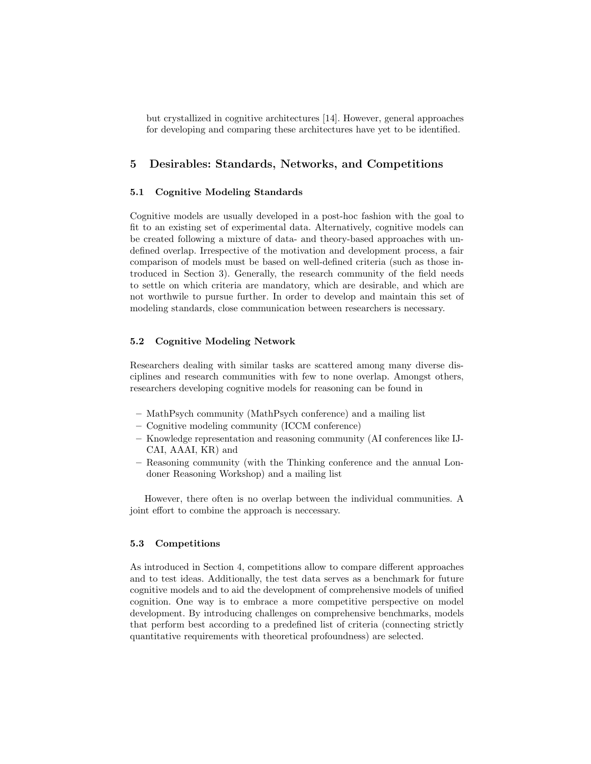but crystallized in cognitive architectures [14]. However, general approaches for developing and comparing these architectures have yet to be identified.

## 5 Desirables: Standards, Networks, and Competitions

### 5.1 Cognitive Modeling Standards

Cognitive models are usually developed in a post-hoc fashion with the goal to fit to an existing set of experimental data. Alternatively, cognitive models can be created following a mixture of data- and theory-based approaches with undefined overlap. Irrespective of the motivation and development process, a fair comparison of models must be based on well-defined criteria (such as those introduced in Section 3). Generally, the research community of the field needs to settle on which criteria are mandatory, which are desirable, and which are not worthwile to pursue further. In order to develop and maintain this set of modeling standards, close communication between researchers is necessary.

### 5.2 Cognitive Modeling Network

Researchers dealing with similar tasks are scattered among many diverse disciplines and research communities with few to none overlap. Amongst others, researchers developing cognitive models for reasoning can be found in

- MathPsych community (MathPsych conference) and a mailing list
- Cognitive modeling community (ICCM conference)
- Knowledge representation and reasoning community (AI conferences like IJCAI, AAAI, KR) and
- Reasoning community (with the Thinking conference and the annual Londoner Reasoning Workshop) and a mailing list

However, there often is no overlap between the individual communities. A joint effort to combine the approach is neccessary.

### 5.3 Competitions

As introduced in Section 4, competitions allow to compare different approaches and to test ideas. Additionally, the test data serves as a benchmark for future cognitive models and to aid the development of comprehensive models of unified cognition. One way is to embrace a more competitive perspective on model development. By introducing challenges on comprehensive benchmarks, models that perform best according to a predefined list of criteria (connecting strictly quantitative requirements with theoretical profoundness) are selected.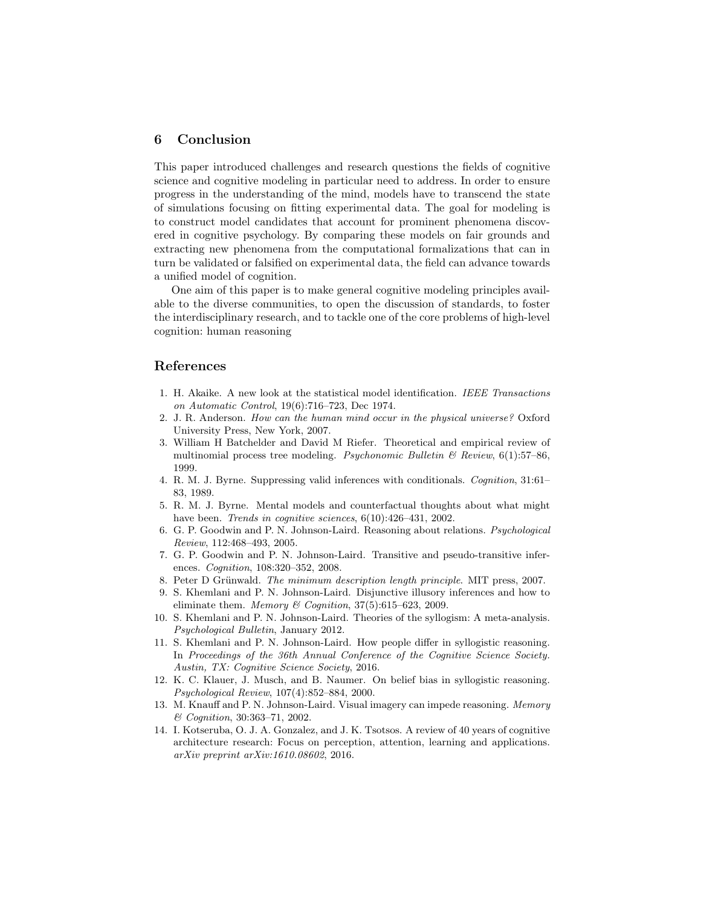## 6 Conclusion

This paper introduced challenges and research questions the fields of cognitive science and cognitive modeling in particular need to address. In order to ensure progress in the understanding of the mind, models have to transcend the state of simulations focusing on fitting experimental data. The goal for modeling is to construct model candidates that account for prominent phenomena discovered in cognitive psychology. By comparing these models on fair grounds and extracting new phenomena from the computational formalizations that can in turn be validated or falsified on experimental data, the field can advance towards a unified model of cognition.

One aim of this paper is to make general cognitive modeling principles available to the diverse communities, to open the discussion of standards, to foster the interdisciplinary research, and to tackle one of the core problems of high-level cognition: human reasoning

## References

1. H. Akaike. A new look at the statistical model identification. *IEEE Transactions on Automatic Control*, 19(6):716–723, Dec 1974.
2. J. R. Anderson. *How can the human mind occur in the physical universe?* Oxford University Press, New York, 2007.
3. William H Batchelder and David M Riefer. Theoretical and empirical review of multinomial process tree modeling. *Psychonomic Bulletin & Review*, 6(1):57–86, 1999.
4. R. M. J. Byrne. Suppressing valid inferences with conditionals. *Cognition*, 31:61–83, 1989.
5. R. M. J. Byrne. Mental models and counterfactual thoughts about what might have been. *Trends in cognitive sciences*, 6(10):426–431, 2002.
6. G. P. Goodwin and P. N. Johnson-Laird. Reasoning about relations. *Psychological Review*, 112:468–493, 2005.
7. G. P. Goodwin and P. N. Johnson-Laird. Transitive and pseudo-transitive inferences. *Cognition*, 108:320–352, 2008.
8. Peter D Grünwald. *The minimum description length principle*. MIT press, 2007.
9. S. Khemlani and P. N. Johnson-Laird. Disjunctive illusory inferences and how to eliminate them. *Memory & Cognition*, 37(5):615–623, 2009.
10. S. Khemlani and P. N. Johnson-Laird. Theories of the syllogism: A meta-analysis. *Psychological Bulletin*, January 2012.
11. S. Khemlani and P. N. Johnson-Laird. How people differ in syllogistic reasoning. In *Proceedings of the 36th Annual Conference of the Cognitive Science Society. Austin, TX: Cognitive Science Society*, 2016.
12. K. C. Klauer, J. Musch, and B. Naumer. On belief bias in syllogistic reasoning. *Psychological Review*, 107(4):852–884, 2000.
13. M. Knauff and P. N. Johnson-Laird. Visual imagery can impede reasoning. *Memory & Cognition*, 30:363–71, 2002.
14. I. Kotseruba, O. J. A. Gonzalez, and J. K. Tsotsos. A review of 40 years of cognitive architecture research: Focus on perception, attention, learning and applications. *arXiv preprint arXiv:1610.08602*, 2016.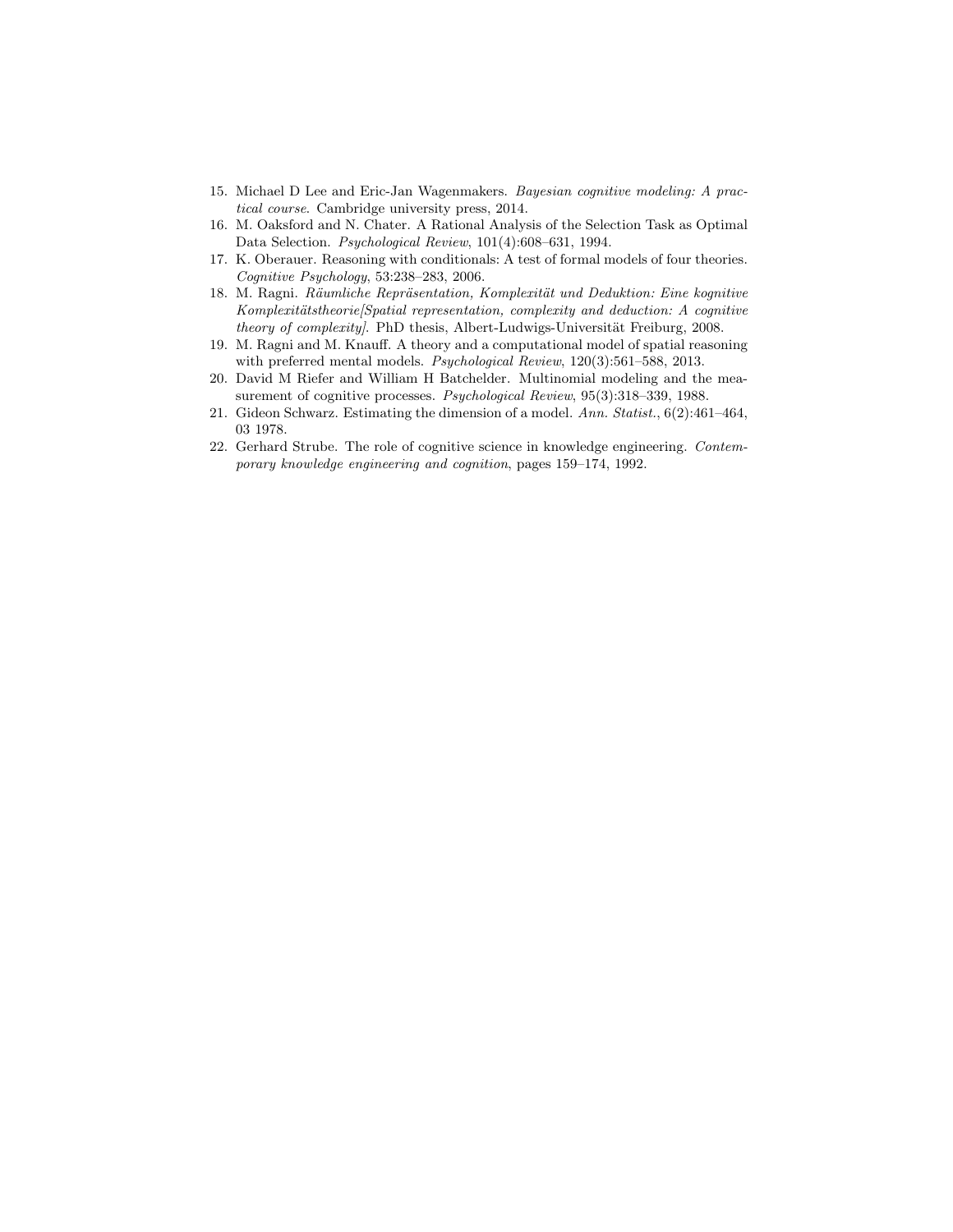15. Michael D Lee and Eric-Jan Wagenmakers. *Bayesian cognitive modeling: A practical course*. Cambridge university press, 2014.
16. M. Oaksford and N. Chater. A Rational Analysis of the Selection Task as Optimal Data Selection. *Psychological Review*, 101(4):608–631, 1994.
17. K. Oberauer. Reasoning with conditionals: A test of formal models of four theories. *Cognitive Psychology*, 53:238–283, 2006.
18. M. Ragni. *Räumliche Repräsentation, Komplexität und Deduktion: Eine kognitive Komplexitätstheorie[Spatial representation, complexity and deduction: A cognitive theory of complexity]*. PhD thesis, Albert-Ludwigs-Universität Freiburg, 2008.
19. M. Ragni and M. Knauff. A theory and a computational model of spatial reasoning with preferred mental models. *Psychological Review*, 120(3):561–588, 2013.
20. David M Riefer and William H Batchelder. Multinomial modeling and the measurement of cognitive processes. *Psychological Review*, 95(3):318–339, 1988.
21. Gideon Schwarz. Estimating the dimension of a model. *Ann. Statist.*, 6(2):461–464, 03 1978.
22. Gerhard Strube. The role of cognitive science in knowledge engineering. *Contemporary knowledge engineering and cognition*, pages 159–174, 1992.